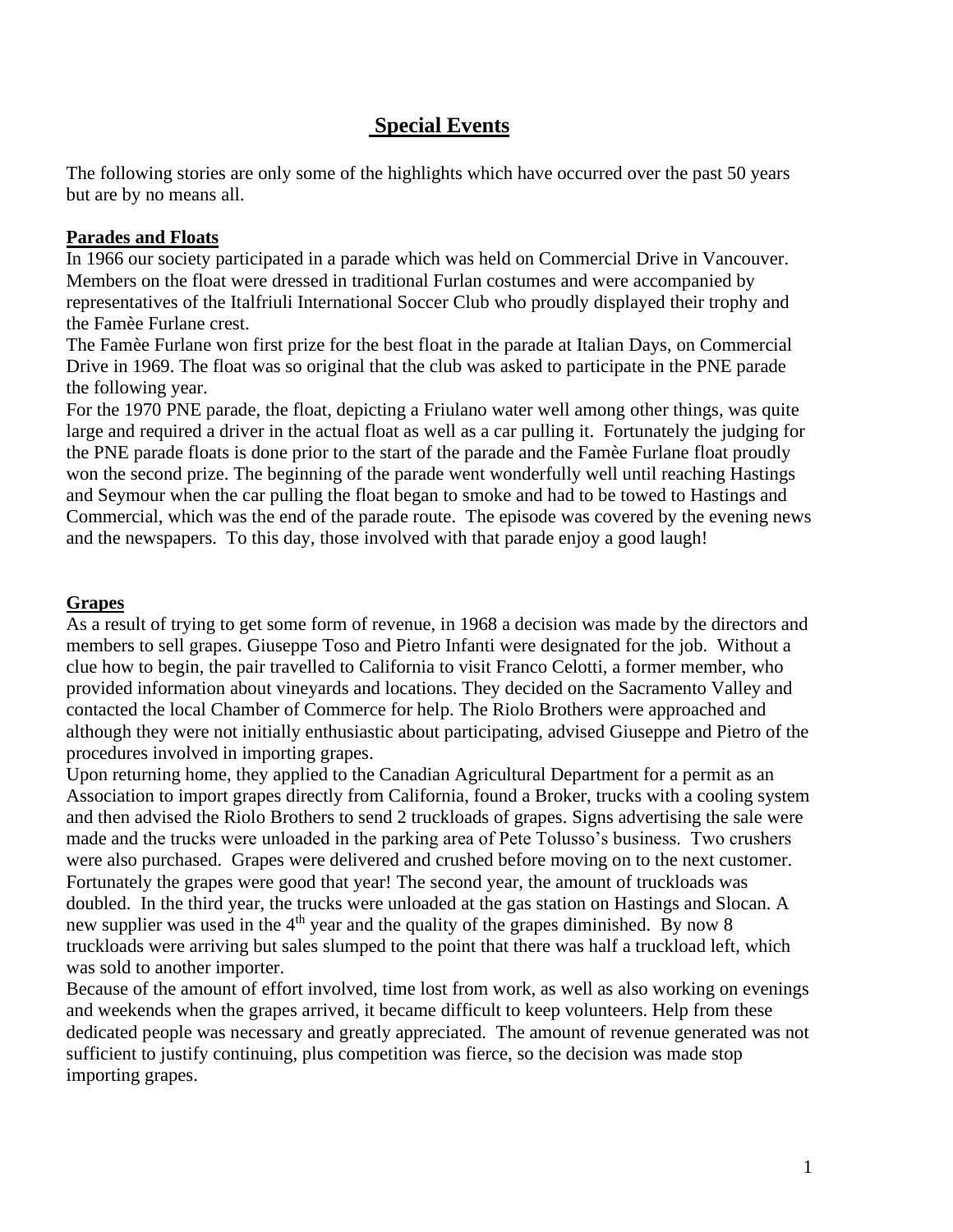# Special Events

The following stories are only some of the highlights which have occurred over the past 50 years but are by no means all.

## Parades and Floats

In 1966 our society participated in a parade which was held on Commercial Drive in Vancouver. Members on the float were dressed in traditional Furlan costumes and were accompanied by representatives of the Italfriuli International Soccer Club who proudly displayed their trophy and the Famèe Furlane crest.

The Famèe Furlane won first prize for the best float in the parade at Italian Days, on Commercial Drive in 1969. The float was so original that the club was asked to participate in the PNE parade the following year.

For the 1970 PNE parade, the float, depicting a Friulano water well among other things, was quite large and required a driver in the actual float as well as a car pulling it. Fortunately the judging for the PNE parade floats is done prior to the start of the parade and the Famèe Furlane float proudly won the second prize. The beginning of the parade went wonderfully well until reaching Hastings and Seymour when the car pulling the float began to smoke and had to be towed to Hastings and Commercial, which was the end of the parade route. The episode was covered by the evening news and the newspapers. To this day, those involved with that parade enjoy a good laugh!

## Grapes

As a result of trying to get some form of revenue, in 1968 a decision was made by the directors and members to sell grapes. Giuseppe Toso and Pietro Infanti were designated for the job. Without a clue how to begin, the pair travelled to California to visit Franco Celotti, a former member, who provided information about vineyards and locations. They decided on the Sacramento Valley and contacted the local Chamber of Commerce for help. The Riolo Brothers were approached and although they were not initially enthusiastic about participating, advised Giuseppe and Pietro of the procedures involved in importing grapes.

Upon returning home, they applied to the Canadian Agricultural Department for a permit as an Association to import grapes directly from California, found a Broker, trucks with a cooling system and then advised the Riolo Brothers to send 2 truckloads of grapes. Signs advertising the sale were made and the trucks were unloaded in the parking area of Pete Tolusso's business. Two crushers were also purchased. Grapes were delivered and crushed before moving on to the next customer. Fortunately the grapes were good that year! The second year, the amount of truckloads was doubled. In the third year, the trucks were unloaded at the gas station on Hastings and Slocan. A new supplier was used in the 4th year and the quality of the grapes diminished. By now 8 truckloads were arriving but sales slumped to the point that there was half a truckload left, which was sold to another importer.

Because of the amount of effort involved, time lost from work, as well as also working on evenings and weekends when the grapes arrived, it became difficult to keep volunteers. Help from these dedicated people was necessary and greatly appreciated. The amount of revenue generated was not sufficient to justify continuing, plus competition was fierce, so the decision was made stop importing grapes.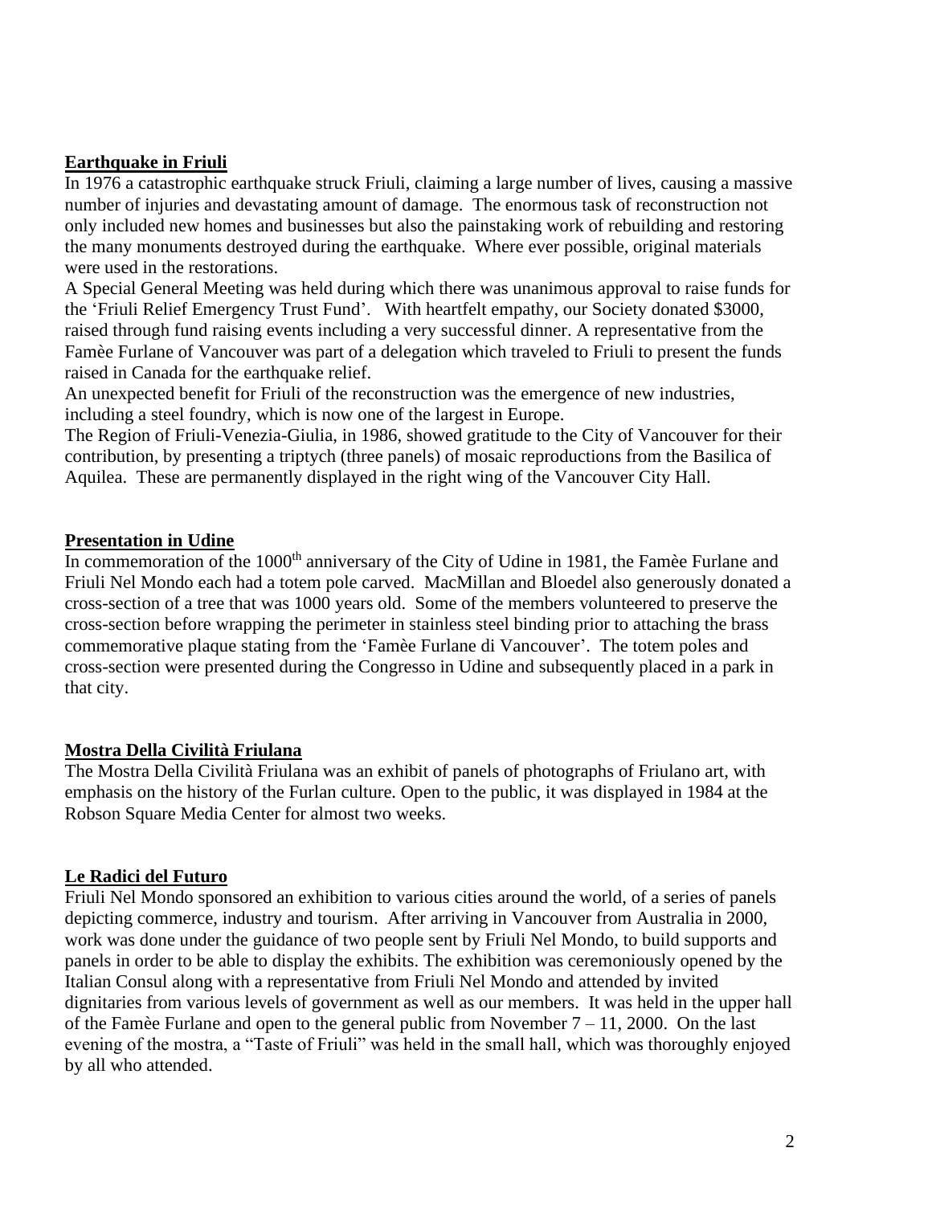## Earthquake in Friuli

In 1976 a catastrophic earthquake struck Friuli, claiming a large number of lives, causing a massive number of injuries and devastating amount of damage. The enormous task of reconstruction not only included new homes and businesses but also the painstaking work of rebuilding and restoring the many monuments destroyed during the earthquake. Where ever possible, original materials were used in the restorations.

A Special General Meeting was held during which there was unanimous approval to raise funds for the 'Friuli Relief Emergency Trust Fund'. With heartfelt empathy, our Society donated $3000, raised through fund raising events including a very successful dinner. A representative from the Famèe Furlane of Vancouver was part of a delegation which traveled to Friuli to present the funds raised in Canada for the earthquake relief.

An unexpected benefit for Friuli of the reconstruction was the emergence of new industries, including a steel foundry, which is now one of the largest in Europe.

The Region of Friuli-Venezia-Giulia, in 1986, showed gratitude to the City of Vancouver for their contribution, by presenting a triptych (three panels) of mosaic reproductions from the Basilica of Aquilea. These are permanently displayed in the right wing of the Vancouver City Hall.

## Presentation in Udine

In commemoration of the 1000th anniversary of the City of Udine in 1981, the Famèe Furlane and Friuli Nel Mondo each had a totem pole carved. MacMillan and Bloedel also generously donated a cross-section of a tree that was 1000 years old. Some of the members volunteered to preserve the cross-section before wrapping the perimeter in stainless steel binding prior to attaching the brass commemorative plaque stating from the 'Famèe Furlane di Vancouver'. The totem poles and cross-section were presented during the Congresso in Udine and subsequently placed in a park in that city.

## Mostra Della Civilità Friulana

The Mostra Della Civilità Friulana was an exhibit of panels of photographs of Friulano art, with emphasis on the history of the Furlan culture. Open to the public, it was displayed in 1984 at the Robson Square Media Center for almost two weeks.

## Le Radici del Futuro

Friuli Nel Mondo sponsored an exhibition to various cities around the world, of a series of panels depicting commerce, industry and tourism. After arriving in Vancouver from Australia in 2000, work was done under the guidance of two people sent by Friuli Nel Mondo, to build supports and panels in order to be able to display the exhibits. The exhibition was ceremoniously opened by the Italian Consul along with a representative from Friuli Nel Mondo and attended by invited dignitaries from various levels of government as well as our members. It was held in the upper hall of the Famèe Furlane and open to the general public from November 7 – 11, 2000. On the last evening of the mostra, a "Taste of Friuli" was held in the small hall, which was thoroughly enjoyed by all who attended.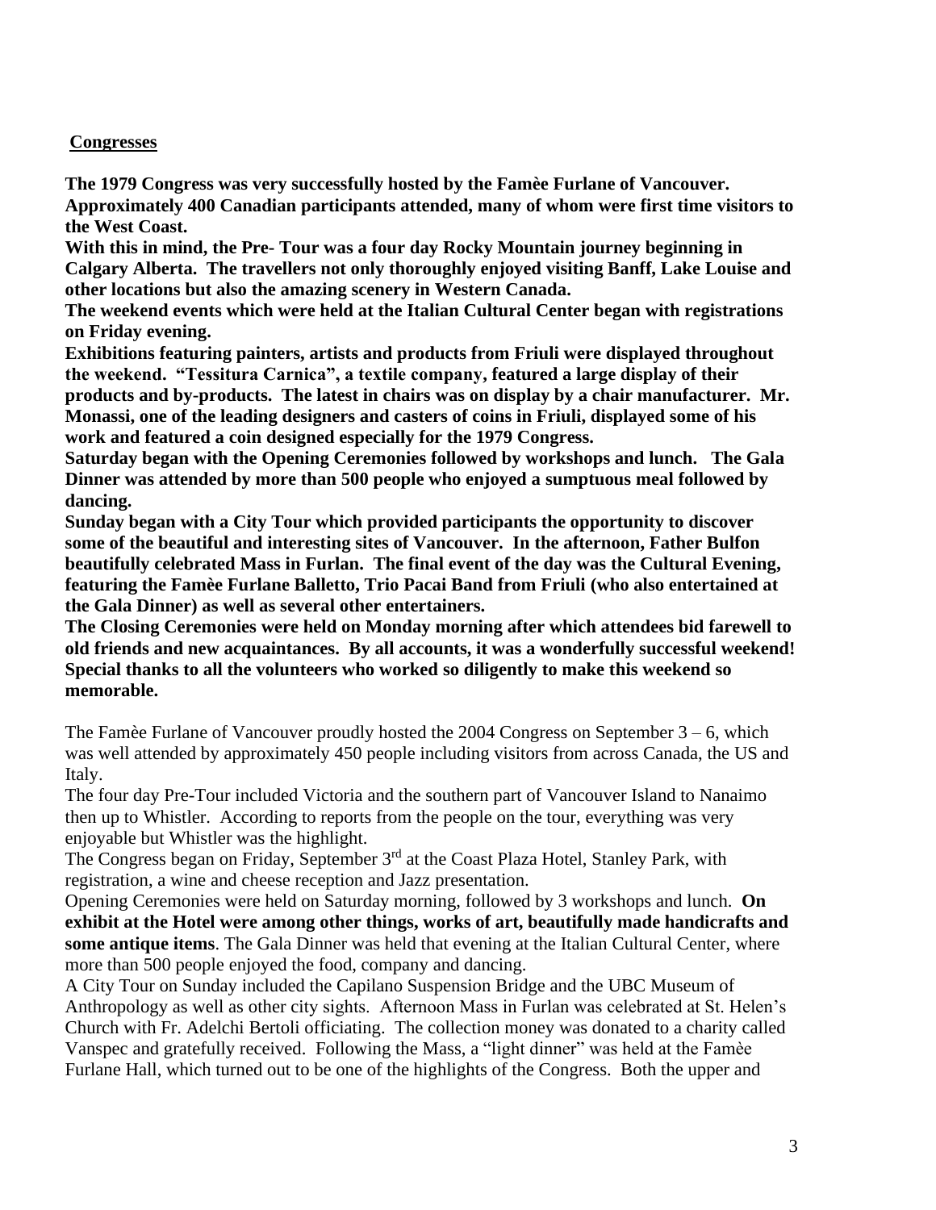**Congresses**

**The 1979 Congress was very successfully hosted by the Famèe Furlane of Vancouver. Approximately 400 Canadian participants attended, many of whom were first time visitors to the West Coast.**

**With this in mind, the Pre- Tour was a four day Rocky Mountain journey beginning in Calgary Alberta. The travellers not only thoroughly enjoyed visiting Banff, Lake Louise and other locations but also the amazing scenery in Western Canada.**

**The weekend events which were held at the Italian Cultural Center began with registrations on Friday evening.**

**Exhibitions featuring painters, artists and products from Friuli were displayed throughout the weekend. "Tessitura Carnica", a textile company, featured a large display of their products and by-products. The latest in chairs was on display by a chair manufacturer. Mr. Monassi, one of the leading designers and casters of coins in Friuli, displayed some of his work and featured a coin designed especially for the 1979 Congress.**

**Saturday began with the Opening Ceremonies followed by workshops and lunch. The Gala Dinner was attended by more than 500 people who enjoyed a sumptuous meal followed by dancing.**

**Sunday began with a City Tour which provided participants the opportunity to discover some of the beautiful and interesting sites of Vancouver. In the afternoon, Father Bulfon beautifully celebrated Mass in Furlan. The final event of the day was the Cultural Evening, featuring the Famèe Furlane Balletto, Trio Pacai Band from Friuli (who also entertained at the Gala Dinner) as well as several other entertainers.**

**The Closing Ceremonies were held on Monday morning after which attendees bid farewell to old friends and new acquaintances. By all accounts, it was a wonderfully successful weekend! Special thanks to all the volunteers who worked so diligently to make this weekend so memorable.**

The Famèe Furlane of Vancouver proudly hosted the 2004 Congress on September 3 – 6, which was well attended by approximately 450 people including visitors from across Canada, the US and Italy.

The four day Pre-Tour included Victoria and the southern part of Vancouver Island to Nanaimo then up to Whistler. According to reports from the people on the tour, everything was very enjoyable but Whistler was the highlight.

The Congress began on Friday, September 3rd at the Coast Plaza Hotel, Stanley Park, with registration, a wine and cheese reception and Jazz presentation.

Opening Ceremonies were held on Saturday morning, followed by 3 workshops and lunch. **On exhibit at the Hotel were among other things, works of art, beautifully made handicrafts and some antique items**. The Gala Dinner was held that evening at the Italian Cultural Center, where more than 500 people enjoyed the food, company and dancing.

A City Tour on Sunday included the Capilano Suspension Bridge and the UBC Museum of Anthropology as well as other city sights. Afternoon Mass in Furlan was celebrated at St. Helen's Church with Fr. Adelchi Bertoli officiating. The collection money was donated to a charity called Vanspec and gratefully received. Following the Mass, a "light dinner" was held at the Famèe Furlane Hall, which turned out to be one of the highlights of the Congress. Both the upper and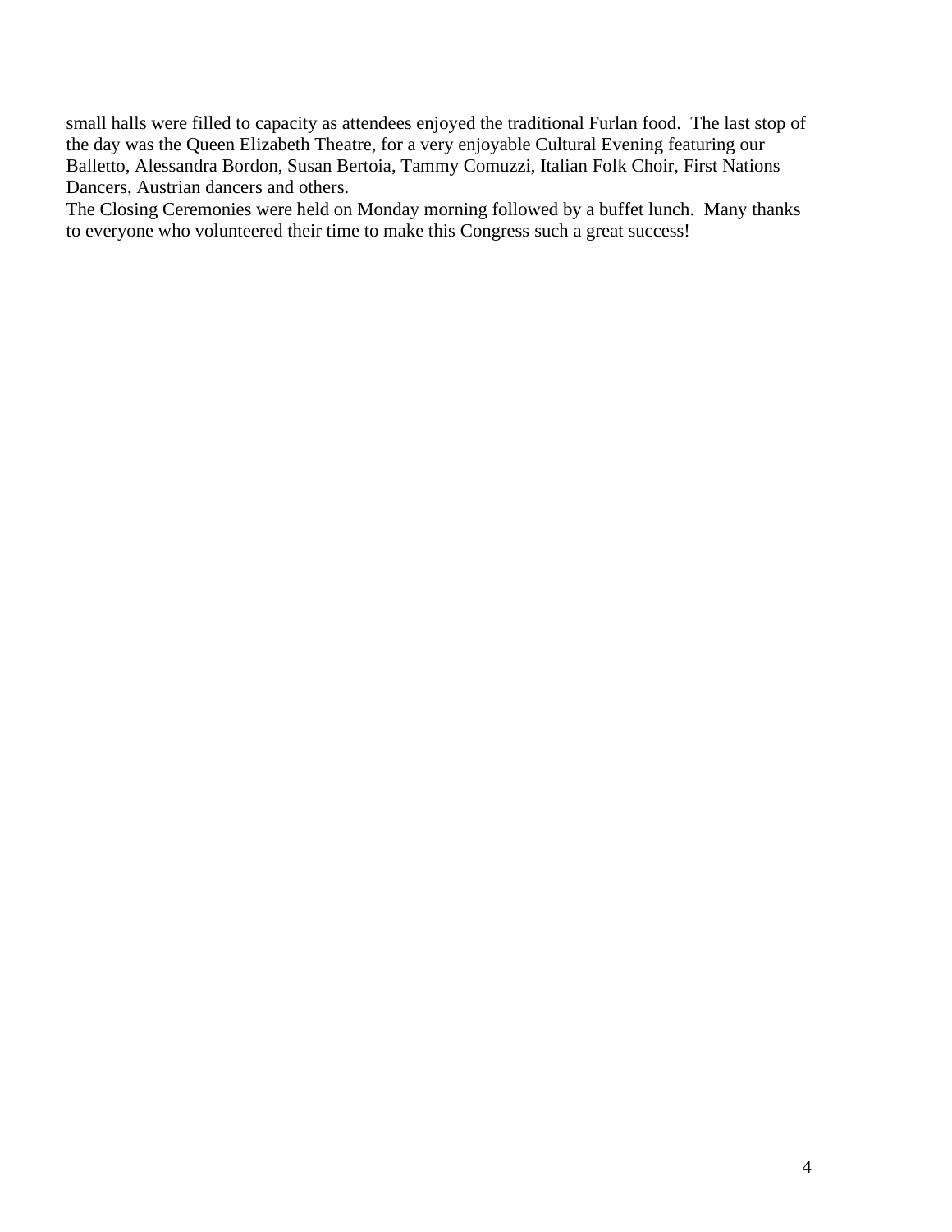small halls were filled to capacity as attendees enjoyed the traditional Furlan food. The last stop of the day was the Queen Elizabeth Theatre, for a very enjoyable Cultural Evening featuring our Balletto, Alessandra Bordon, Susan Bertoia, Tammy Comuzzi, Italian Folk Choir, First Nations Dancers, Austrian dancers and others.

The Closing Ceremonies were held on Monday morning followed by a buffet lunch. Many thanks to everyone who volunteered their time to make this Congress such a great success!